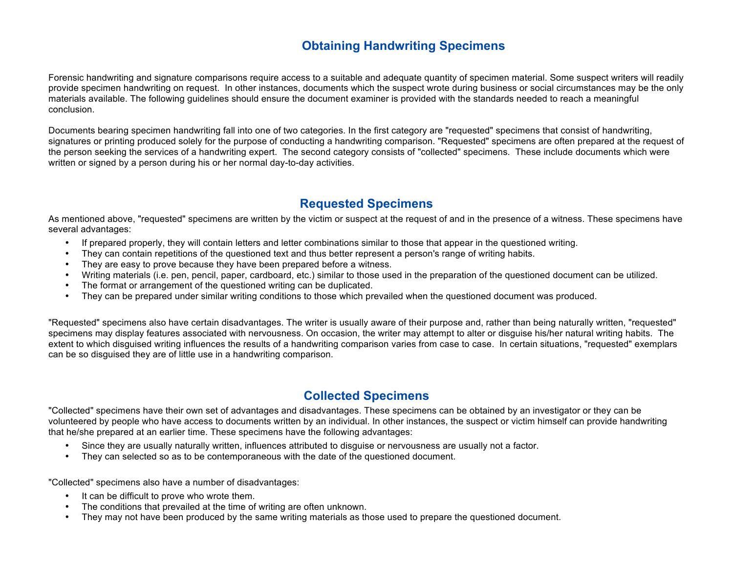# Obtaining Handwriting Specimens

Forensic handwriting and signature comparisons require access to a suitable and adequate quantity of specimen material. Some suspect writers will readily provide specimen handwriting on request. In other instances, documents which the suspect wrote during business or social circumstances may be the only materials available. The following guidelines should ensure the document examiner is provided with the standards needed to reach a meaningful conclusion.

Documents bearing specimen handwriting fall into one of two categories. In the first category are "requested" specimens that consist of handwriting, signatures or printing produced solely for the purpose of conducting a handwriting comparison. "Requested" specimens are often prepared at the request of the person seeking the services of a handwriting expert. The second category consists of "collected" specimens. These include documents which were written or signed by a person during his or her normal day-to-day activities.

## Requested Specimens

As mentioned above, "requested" specimens are written by the victim or suspect at the request of and in the presence of a witness. These specimens have several advantages:

- If prepared properly, they will contain letters and letter combinations similar to those that appear in the questioned writing.
- They can contain repetitions of the questioned text and thus better represent a person's range of writing habits.
- They are easy to prove because they have been prepared before a witness.
- Writing materials (i.e. pen, pencil, paper, cardboard, etc.) similar to those used in the preparation of the questioned document can be utilized.
- The format or arrangement of the questioned writing can be duplicated.
- They can be prepared under similar writing conditions to those which prevailed when the questioned document was produced.

"Requested" specimens also have certain disadvantages. The writer is usually aware of their purpose and, rather than being naturally written, "requested" specimens may display features associated with nervousness. On occasion, the writer may attempt to alter or disguise his/her natural writing habits. The extent to which disguised writing influences the results of a handwriting comparison varies from case to case. In certain situations, "requested" exemplars can be so disguised they are of little use in a handwriting comparison.

## Collected Specimens

"Collected" specimens have their own set of advantages and disadvantages. These specimens can be obtained by an investigator or they can be volunteered by people who have access to documents written by an individual. In other instances, the suspect or victim himself can provide handwriting that he/she prepared at an earlier time. These specimens have the following advantages:

- Since they are usually naturally written, influences attributed to disguise or nervousness are usually not a factor.
- They can selected so as to be contemporaneous with the date of the questioned document.

"Collected" specimens also have a number of disadvantages:

- It can be difficult to prove who wrote them.
- The conditions that prevailed at the time of writing are often unknown.
- They may not have been produced by the same writing materials as those used to prepare the questioned document.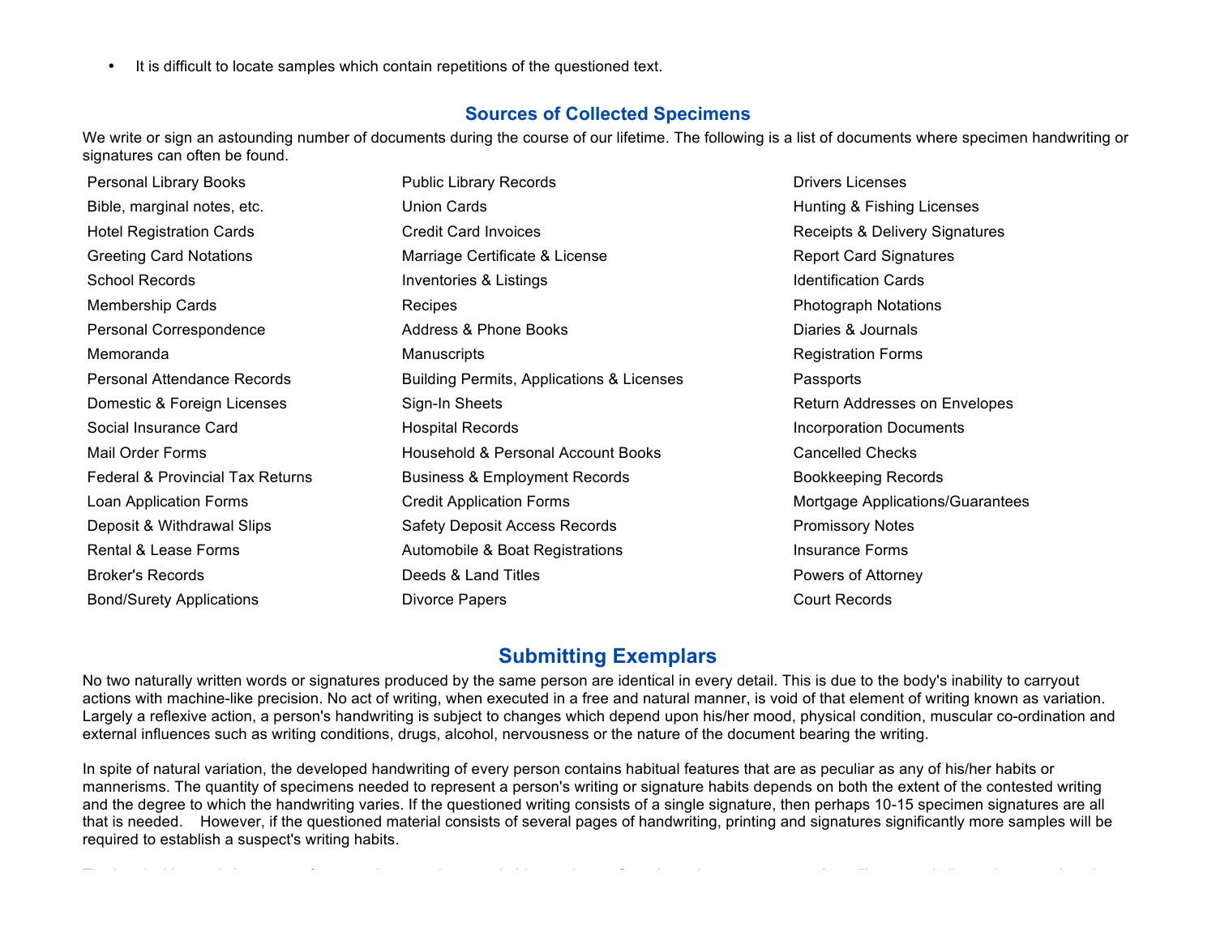- It is difficult to locate samples which contain repetitions of the questioned text.

## Sources of Collected Specimens

We write or sign an astounding number of documents during the course of our lifetime. The following is a list of documents where specimen handwriting or signatures can often be found.

| | | |
|---|---|---|
| Personal Library Books | Public Library Records | Drivers Licenses |
| Bible, marginal notes, etc. | Union Cards | Hunting & Fishing Licenses |
| Hotel Registration Cards | Credit Card Invoices | Receipts & Delivery Signatures |
| Greeting Card Notations | Marriage Certificate & License | Report Card Signatures |
| School Records | Inventories & Listings | Identification Cards |
| Membership Cards | Recipes | Photograph Notations |
| Personal Correspondence | Address & Phone Books | Diaries & Journals |
| Memoranda | Manuscripts | Registration Forms |
| Personal Attendance Records | Building Permits, Applications & Licenses | Passports |
| Domestic & Foreign Licenses | Sign-In Sheets | Return Addresses on Envelopes |
| Social Insurance Card | Hospital Records | Incorporation Documents |
| Mail Order Forms | Household & Personal Account Books | Cancelled Checks |
| Federal & Provincial Tax Returns | Business & Employment Records | Bookkeeping Records |
| Loan Application Forms | Credit Application Forms | Mortgage Applications/Guarantees |
| Deposit & Withdrawal Slips | Safety Deposit Access Records | Promissory Notes |
| Rental & Lease Forms | Automobile & Boat Registrations | Insurance Forms |
| Broker's Records | Deeds & Land Titles | Powers of Attorney |
| Bond/Surety Applications | Divorce Papers | Court Records |

## Submitting Exemplars

No two naturally written words or signatures produced by the same person are identical in every detail. This is due to the body's inability to carryout actions with machine-like precision. No act of writing, when executed in a free and natural manner, is void of that element of writing known as variation. Largely a reflexive action, a person's handwriting is subject to changes which depend upon his/her mood, physical condition, muscular co-ordination and external influences such as writing conditions, drugs, alcohol, nervousness or the nature of the document bearing the writing.

In spite of natural variation, the developed handwriting of every person contains habitual features that are as peculiar as any of his/her habits or mannerisms. The quantity of specimens needed to represent a person's writing or signature habits depends on both the extent of the contested writing and the degree to which the handwriting varies. If the questioned writing consists of a single signature, then perhaps 10-15 specimen signatures are all that is needed. However, if the questioned material consists of several pages of handwriting, printing and signatures significantly more samples will be required to establish a suspect's writing habits.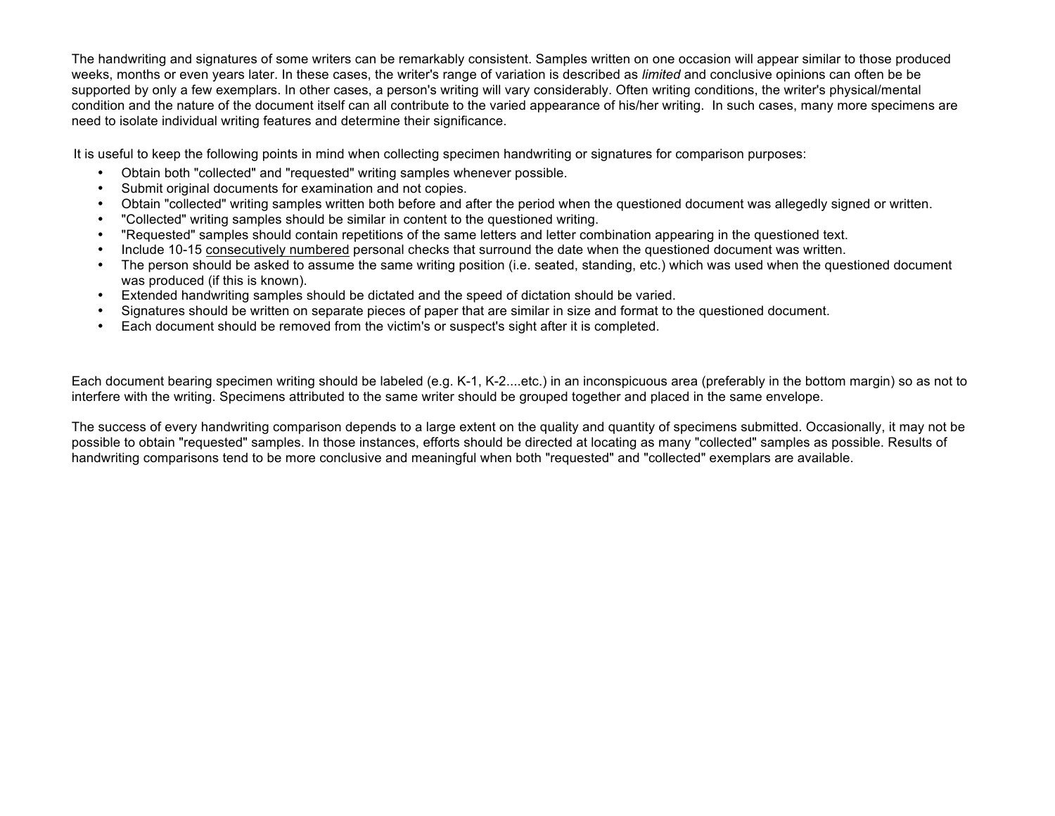The handwriting and signatures of some writers can be remarkably consistent. Samples written on one occasion will appear similar to those produced weeks, months or even years later. In these cases, the writer's range of variation is described as *limited* and conclusive opinions can often be be supported by only a few exemplars. In other cases, a person's writing will vary considerably. Often writing conditions, the writer's physical/mental condition and the nature of the document itself can all contribute to the varied appearance of his/her writing. In such cases, many more specimens are need to isolate individual writing features and determine their significance.

It is useful to keep the following points in mind when collecting specimen handwriting or signatures for comparison purposes:

- Obtain both "collected" and "requested" writing samples whenever possible.
- Submit original documents for examination and not copies.
- Obtain "collected" writing samples written both before and after the period when the questioned document was allegedly signed or written.
- "Collected" writing samples should be similar in content to the questioned writing.
- "Requested" samples should contain repetitions of the same letters and letter combination appearing in the questioned text.
- Include 10-15 <u>consecutively numbered</u> personal checks that surround the date when the questioned document was written.
- The person should be asked to assume the same writing position (i.e. seated, standing, etc.) which was used when the questioned document was produced (if this is known).
- Extended handwriting samples should be dictated and the speed of dictation should be varied.
- Signatures should be written on separate pieces of paper that are similar in size and format to the questioned document.
- Each document should be removed from the victim's or suspect's sight after it is completed.

Each document bearing specimen writing should be labeled (e.g. K-1, K-2....etc.) in an inconspicuous area (preferably in the bottom margin) so as not to interfere with the writing. Specimens attributed to the same writer should be grouped together and placed in the same envelope.

The success of every handwriting comparison depends to a large extent on the quality and quantity of specimens submitted. Occasionally, it may not be possible to obtain "requested" samples. In those instances, efforts should be directed at locating as many "collected" samples as possible. Results of handwriting comparisons tend to be more conclusive and meaningful when both "requested" and "collected" exemplars are available.